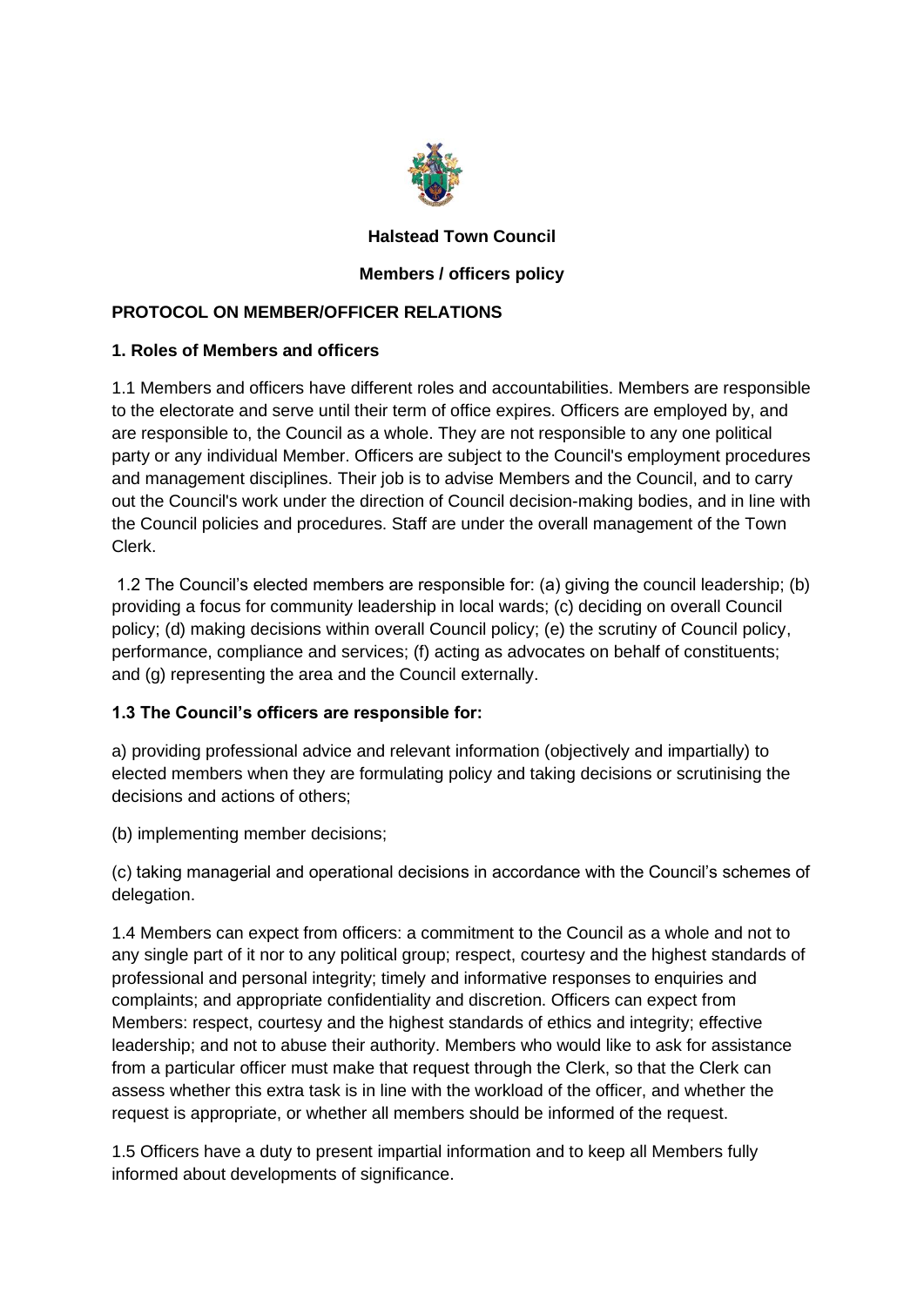**Halstead Town Council**

**Members / officers policy**

## PROTOCOL ON MEMBER/OFFICER RELATIONS

### 1. Roles of Members and officers

1.1 Members and officers have different roles and accountabilities. Members are responsible to the electorate and serve until their term of office expires. Officers are employed by, and are responsible to, the Council as a whole. They are not responsible to any one political party or any individual Member. Officers are subject to the Council's employment procedures and management disciplines. Their job is to advise Members and the Council, and to carry out the Council's work under the direction of Council decision-making bodies, and in line with the Council policies and procedures. Staff are under the overall management of the Town Clerk.

1.2 The Council's elected members are responsible for: (a) giving the council leadership; (b) providing a focus for community leadership in local wards; (c) deciding on overall Council policy; (d) making decisions within overall Council policy; (e) the scrutiny of Council policy, performance, compliance and services; (f) acting as advocates on behalf of constituents; and (g) representing the area and the Council externally.

**1.3 The Council's officers are responsible for:**

a) providing professional advice and relevant information (objectively and impartially) to elected members when they are formulating policy and taking decisions or scrutinising the decisions and actions of others;

(b) implementing member decisions;

(c) taking managerial and operational decisions in accordance with the Council's schemes of delegation.

1.4 Members can expect from officers: a commitment to the Council as a whole and not to any single part of it nor to any political group; respect, courtesy and the highest standards of professional and personal integrity; timely and informative responses to enquiries and complaints; and appropriate confidentiality and discretion. Officers can expect from Members: respect, courtesy and the highest standards of ethics and integrity; effective leadership; and not to abuse their authority. Members who would like to ask for assistance from a particular officer must make that request through the Clerk, so that the Clerk can assess whether this extra task is in line with the workload of the officer, and whether the request is appropriate, or whether all members should be informed of the request.

1.5 Officers have a duty to present impartial information and to keep all Members fully informed about developments of significance.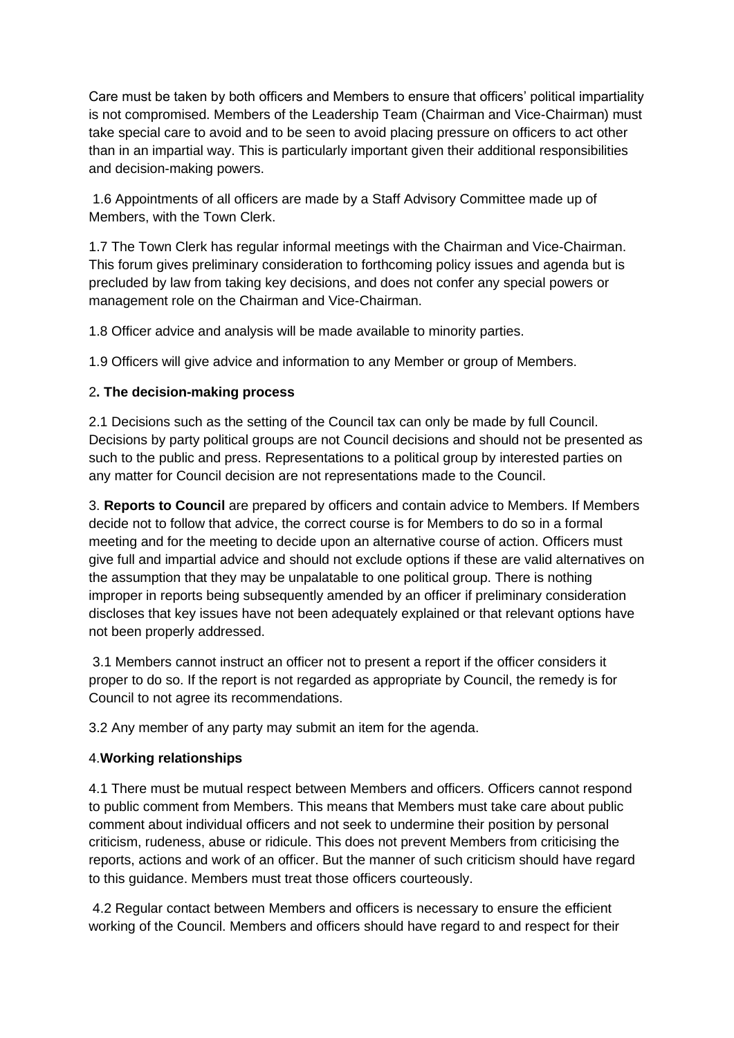Care must be taken by both officers and Members to ensure that officers' political impartiality is not compromised. Members of the Leadership Team (Chairman and Vice-Chairman) must take special care to avoid and to be seen to avoid placing pressure on officers to act other than in an impartial way. This is particularly important given their additional responsibilities and decision-making powers.

1.6 Appointments of all officers are made by a Staff Advisory Committee made up of Members, with the Town Clerk.

1.7 The Town Clerk has regular informal meetings with the Chairman and Vice-Chairman. This forum gives preliminary consideration to forthcoming policy issues and agenda but is precluded by law from taking key decisions, and does not confer any special powers or management role on the Chairman and Vice-Chairman.

1.8 Officer advice and analysis will be made available to minority parties.

1.9 Officers will give advice and information to any Member or group of Members.

## 2**. The decision-making process**

2.1 Decisions such as the setting of the Council tax can only be made by full Council. Decisions by party political groups are not Council decisions and should not be presented as such to the public and press. Representations to a political group by interested parties on any matter for Council decision are not representations made to the Council.

3. **Reports to Council** are prepared by officers and contain advice to Members. If Members decide not to follow that advice, the correct course is for Members to do so in a formal meeting and for the meeting to decide upon an alternative course of action. Officers must give full and impartial advice and should not exclude options if these are valid alternatives on the assumption that they may be unpalatable to one political group. There is nothing improper in reports being subsequently amended by an officer if preliminary consideration discloses that key issues have not been adequately explained or that relevant options have not been properly addressed.

3.1 Members cannot instruct an officer not to present a report if the officer considers it proper to do so. If the report is not regarded as appropriate by Council, the remedy is for Council to not agree its recommendations.

3.2 Any member of any party may submit an item for the agenda.

## 4.**Working relationships**

4.1 There must be mutual respect between Members and officers. Officers cannot respond to public comment from Members. This means that Members must take care about public comment about individual officers and not seek to undermine their position by personal criticism, rudeness, abuse or ridicule. This does not prevent Members from criticising the reports, actions and work of an officer. But the manner of such criticism should have regard to this guidance. Members must treat those officers courteously.

4.2 Regular contact between Members and officers is necessary to ensure the efficient working of the Council. Members and officers should have regard to and respect for their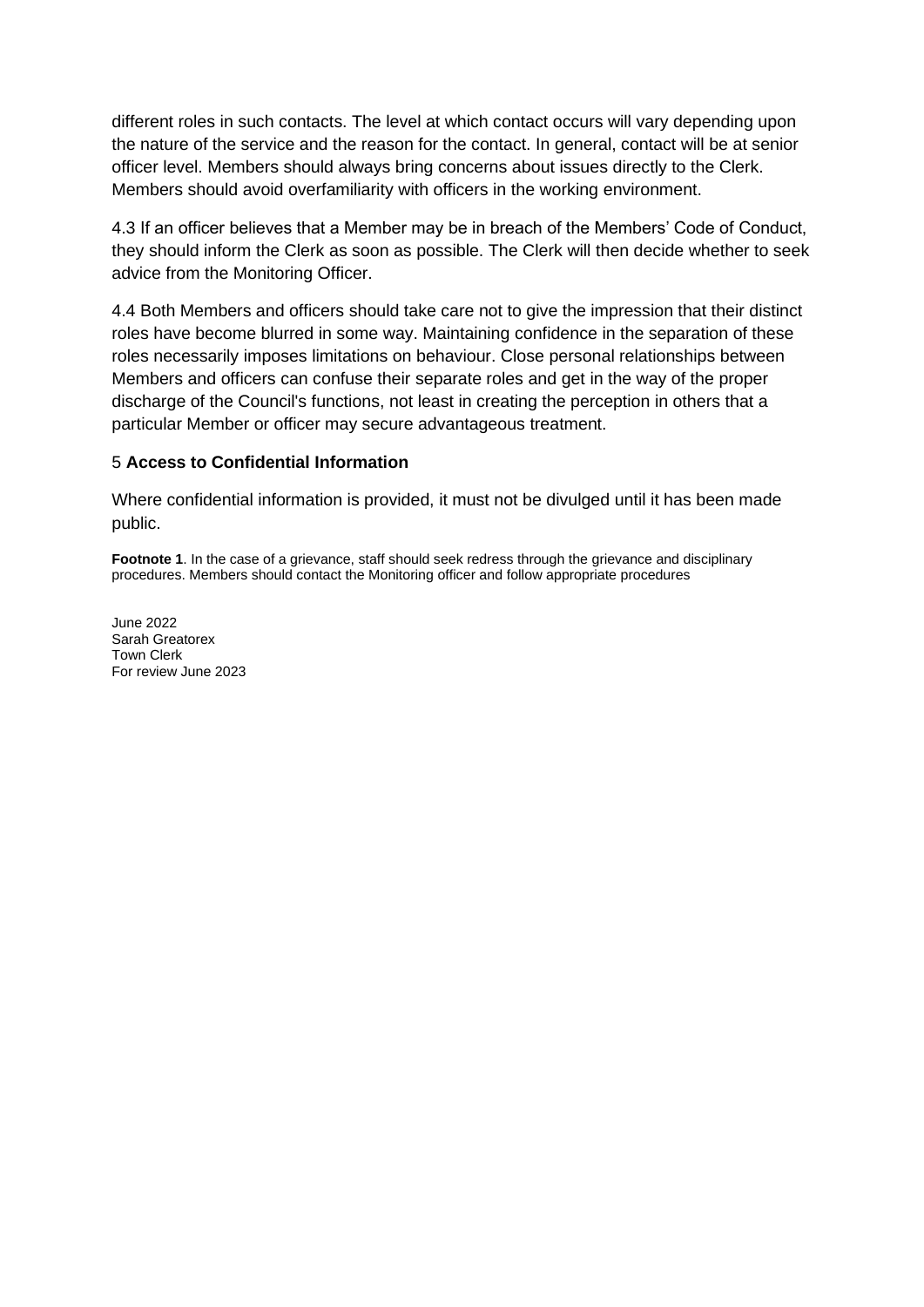different roles in such contacts. The level at which contact occurs will vary depending upon the nature of the service and the reason for the contact. In general, contact will be at senior officer level. Members should always bring concerns about issues directly to the Clerk. Members should avoid overfamiliarity with officers in the working environment.

4.3 If an officer believes that a Member may be in breach of the Members' Code of Conduct, they should inform the Clerk as soon as possible. The Clerk will then decide whether to seek advice from the Monitoring Officer.

4.4 Both Members and officers should take care not to give the impression that their distinct roles have become blurred in some way. Maintaining confidence in the separation of these roles necessarily imposes limitations on behaviour. Close personal relationships between Members and officers can confuse their separate roles and get in the way of the proper discharge of the Council's functions, not least in creating the perception in others that a particular Member or officer may secure advantageous treatment.

## 5 **Access to Confidential Information**

Where confidential information is provided, it must not be divulged until it has been made public.

**Footnote 1**. In the case of a grievance, staff should seek redress through the grievance and disciplinary procedures. Members should contact the Monitoring officer and follow appropriate procedures

June 2022
Sarah Greatorex
Town Clerk
For review June 2023